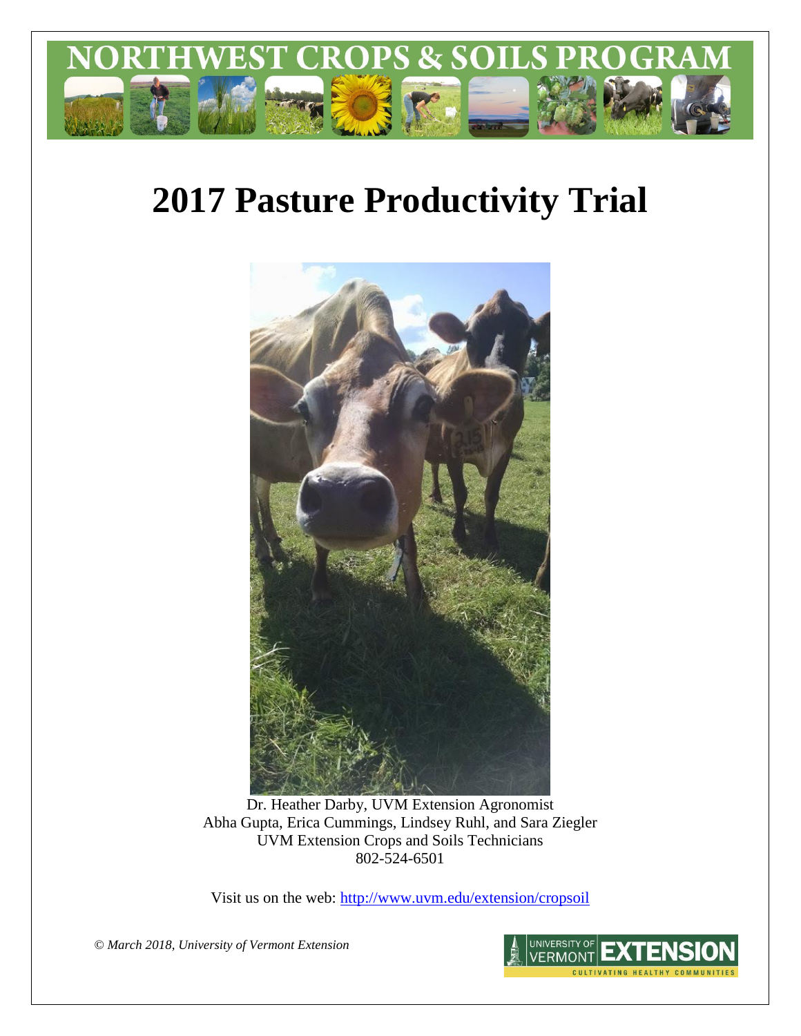# NORTHWEST CROPS & SOILS PROGRAM

# 2017 Pasture Productivity Trial

Dr. Heather Darby, UVM Extension Agronomist
Abha Gupta, Erica Cummings, Lindsey Ruhl, and Sara Ziegler
UVM Extension Crops and Soils Technicians
802-524-6501

Visit us on the web: http://www.uvm.edu/extension/cropsoil

*© March 2018, University of Vermont Extension*

UNIVERSITY OF VERMONT EXTENSION
CULTIVATING HEALTHY COMMUNITIES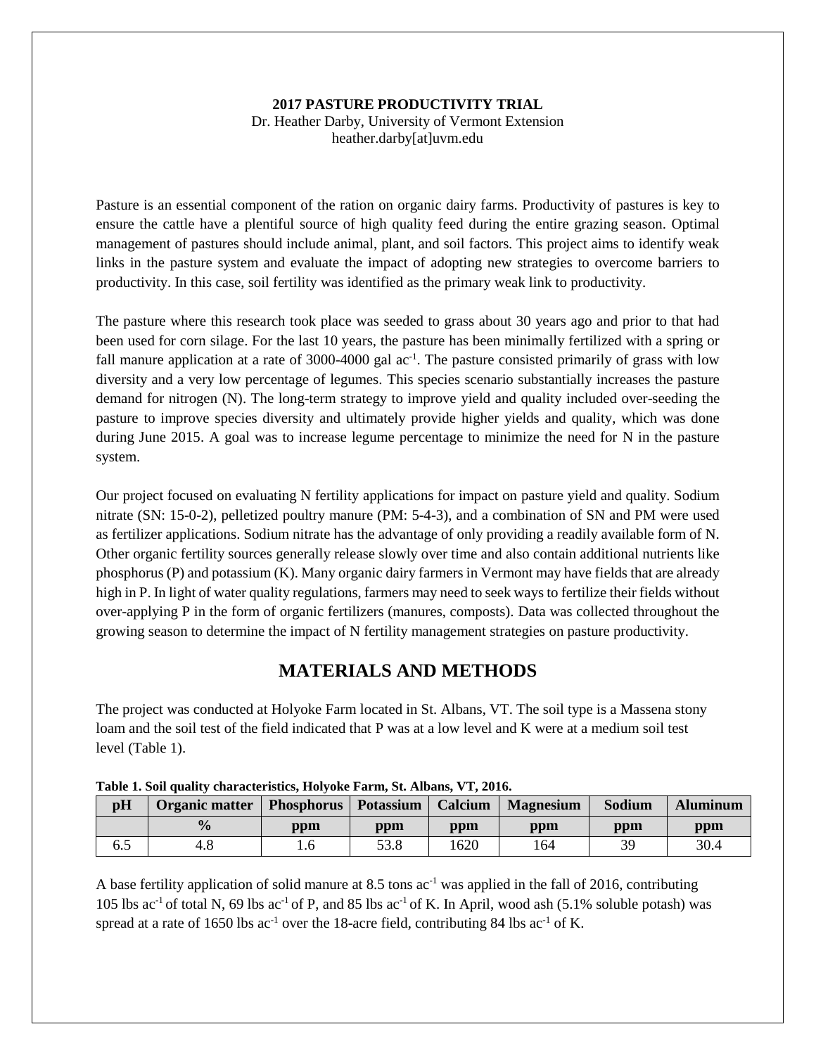**2017 PASTURE PRODUCTIVITY TRIAL**
Dr. Heather Darby, University of Vermont Extension
heather.darby[at]uvm.edu

Pasture is an essential component of the ration on organic dairy farms. Productivity of pastures is key to ensure the cattle have a plentiful source of high quality feed during the entire grazing season. Optimal management of pastures should include animal, plant, and soil factors. This project aims to identify weak links in the pasture system and evaluate the impact of adopting new strategies to overcome barriers to productivity. In this case, soil fertility was identified as the primary weak link to productivity.

The pasture where this research took place was seeded to grass about 30 years ago and prior to that had been used for corn silage. For the last 10 years, the pasture has been minimally fertilized with a spring or fall manure application at a rate of 3000-4000 gal ac$^{-1}$. The pasture consisted primarily of grass with low diversity and a very low percentage of legumes. This species scenario substantially increases the pasture demand for nitrogen (N). The long-term strategy to improve yield and quality included over-seeding the pasture to improve species diversity and ultimately provide higher yields and quality, which was done during June 2015. A goal was to increase legume percentage to minimize the need for N in the pasture system.

Our project focused on evaluating N fertility applications for impact on pasture yield and quality. Sodium nitrate (SN: 15-0-2), pelletized poultry manure (PM: 5-4-3), and a combination of SN and PM were used as fertilizer applications. Sodium nitrate has the advantage of only providing a readily available form of N. Other organic fertility sources generally release slowly over time and also contain additional nutrients like phosphorus (P) and potassium (K). Many organic dairy farmers in Vermont may have fields that are already high in P. In light of water quality regulations, farmers may need to seek ways to fertilize their fields without over-applying P in the form of organic fertilizers (manures, composts). Data was collected throughout the growing season to determine the impact of N fertility management strategies on pasture productivity.

## MATERIALS AND METHODS

The project was conducted at Holyoke Farm located in St. Albans, VT. The soil type is a Massena stony loam and the soil test of the field indicated that P was at a low level and K were at a medium soil test level (Table 1).

**Table 1. Soil quality characteristics, Holyoke Farm, St. Albans, VT, 2016.**

| pH | Organic matter | Phosphorus | Potassium | Calcium | Magnesium | Sodium | Aluminum |
|---|---|---|---|---|---|---|---|
| | % | ppm | ppm | ppm | ppm | ppm | ppm |
| 6.5 | 4.8 | 1.6 | 53.8 | 1620 | 164 | 39 | 30.4 |

A base fertility application of solid manure at 8.5 tons ac$^{-1}$ was applied in the fall of 2016, contributing 105 lbs ac$^{-1}$ of total N, 69 lbs ac$^{-1}$ of P, and 85 lbs ac$^{-1}$ of K. In April, wood ash (5.1% soluble potash) was spread at a rate of 1650 lbs ac$^{-1}$ over the 18-acre field, contributing 84 lbs ac$^{-1}$ of K.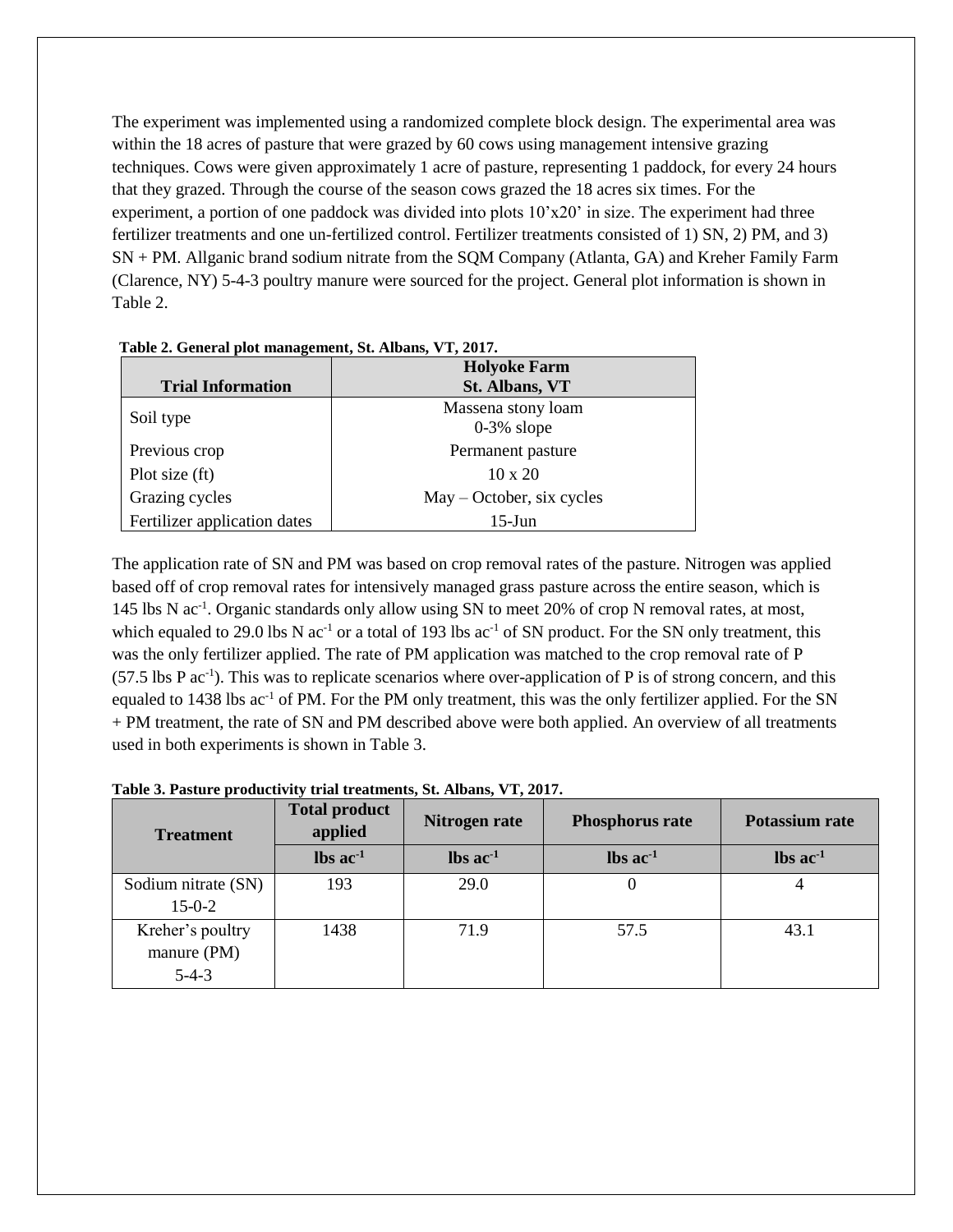The experiment was implemented using a randomized complete block design. The experimental area was within the 18 acres of pasture that were grazed by 60 cows using management intensive grazing techniques. Cows were given approximately 1 acre of pasture, representing 1 paddock, for every 24 hours that they grazed. Through the course of the season cows grazed the 18 acres six times. For the experiment, a portion of one paddock was divided into plots 10'x20' in size. The experiment had three fertilizer treatments and one un-fertilized control. Fertilizer treatments consisted of 1) SN, 2) PM, and 3) SN + PM. Allganic brand sodium nitrate from the SQM Company (Atlanta, GA) and Kreher Family Farm (Clarence, NY) 5-4-3 poultry manure were sourced for the project. General plot information is shown in Table 2.

**Table 2. General plot management, St. Albans, VT, 2017.**

| Trial Information | Holyoke Farm St. Albans, VT |
|---|---|
| Soil type | Massena stony loam 0-3% slope |
| Previous crop | Permanent pasture |
| Plot size (ft) | 10 x 20 |
| Grazing cycles | May – October, six cycles |
| Fertilizer application dates | 15-Jun |

The application rate of SN and PM was based on crop removal rates of the pasture. Nitrogen was applied based off of crop removal rates for intensively managed grass pasture across the entire season, which is 145 lbs N $ac^{-1}$. Organic standards only allow using SN to meet 20% of crop N removal rates, at most, which equaled to 29.0 lbs N $ac^{-1}$ or a total of 193 lbs $ac^{-1}$ of SN product. For the SN only treatment, this was the only fertilizer applied. The rate of PM application was matched to the crop removal rate of P (57.5 lbs P $ac^{-1}$). This was to replicate scenarios where over-application of P is of strong concern, and this equaled to 1438 lbs $ac^{-1}$ of PM. For the PM only treatment, this was the only fertilizer applied. For the SN + PM treatment, the rate of SN and PM described above were both applied. An overview of all treatments used in both experiments is shown in Table 3.

**Table 3. Pasture productivity trial treatments, St. Albans, VT, 2017.**

| Treatment | Total product applied | Nitrogen rate | Phosphorus rate | Potassium rate |
|---|---|---|---|---|
| | lbs $ac^{-1}$ | lbs $ac^{-1}$ | lbs $ac^{-1}$ | lbs $ac^{-1}$ |
| Sodium nitrate (SN) 15-0-2 | 193 | 29.0 | 0 | 4 |
| Kreher's poultry manure (PM) 5-4-3 | 1438 | 71.9 | 57.5 | 43.1 |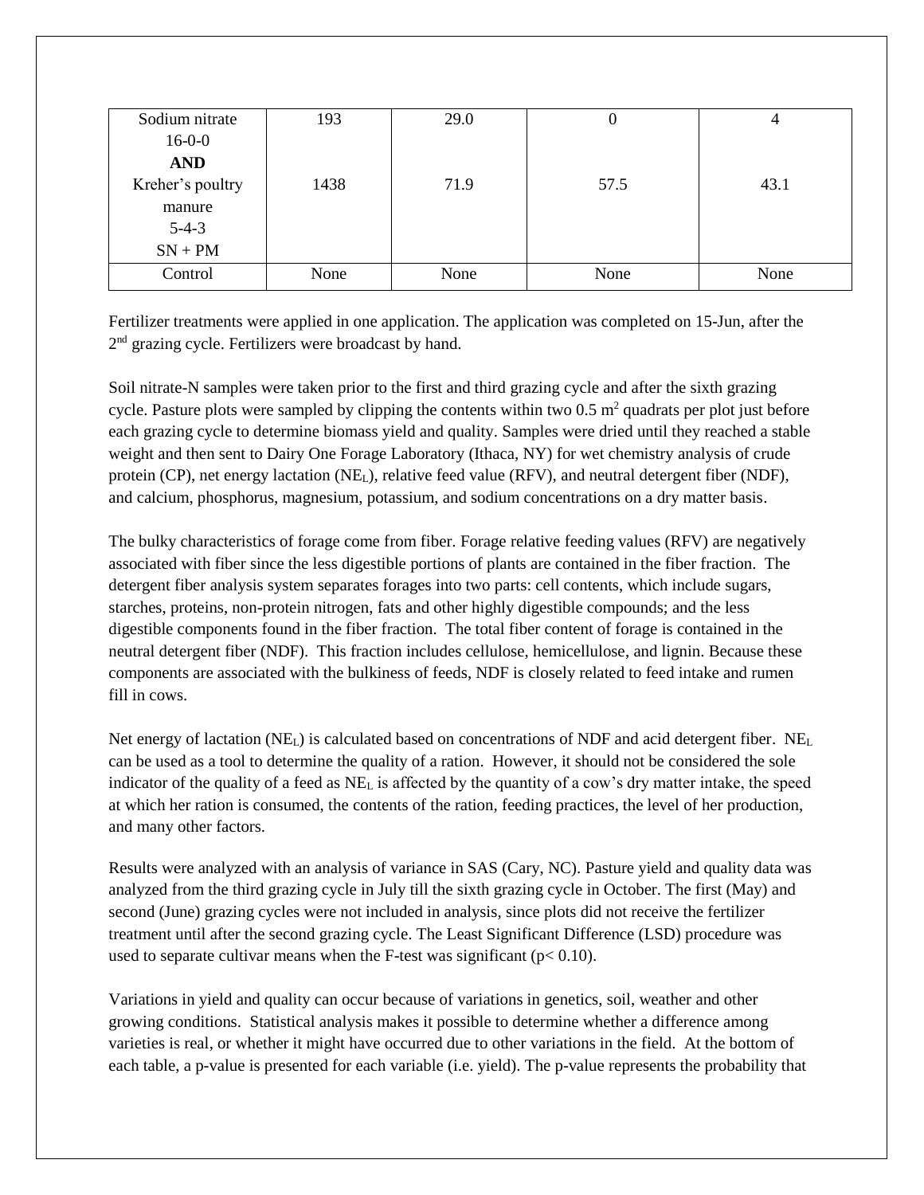| | | | | |
|---|---|---|---|---|
| Sodium nitrate<br>16-0-0<br>**AND**<br>Kreher's poultry manure<br>5-4-3<br>SN + PM | 193<br><br><br>1438 | 29.0<br><br><br>71.9 | 0<br><br><br>57.5 | 4<br><br><br>43.1 |
| Control | None | None | None | None |

Fertilizer treatments were applied in one application. The application was completed on 15-Jun, after the 2nd grazing cycle. Fertilizers were broadcast by hand.

Soil nitrate-N samples were taken prior to the first and third grazing cycle and after the sixth grazing cycle. Pasture plots were sampled by clipping the contents within two 0.5 $m^2$ quadrats per plot just before each grazing cycle to determine biomass yield and quality. Samples were dried until they reached a stable weight and then sent to Dairy One Forage Laboratory (Ithaca, NY) for wet chemistry analysis of crude protein (CP), net energy lactation ($NE_L$), relative feed value (RFV), and neutral detergent fiber (NDF), and calcium, phosphorus, magnesium, potassium, and sodium concentrations on a dry matter basis.

The bulky characteristics of forage come from fiber. Forage relative feeding values (RFV) are negatively associated with fiber since the less digestible portions of plants are contained in the fiber fraction. The detergent fiber analysis system separates forages into two parts: cell contents, which include sugars, starches, proteins, non-protein nitrogen, fats and other highly digestible compounds; and the less digestible components found in the fiber fraction. The total fiber content of forage is contained in the neutral detergent fiber (NDF). This fraction includes cellulose, hemicellulose, and lignin. Because these components are associated with the bulkiness of feeds, NDF is closely related to feed intake and rumen fill in cows.

Net energy of lactation ($NE_L$) is calculated based on concentrations of NDF and acid detergent fiber. $NE_L$ can be used as a tool to determine the quality of a ration. However, it should not be considered the sole indicator of the quality of a feed as $NE_L$ is affected by the quantity of a cow's dry matter intake, the speed at which her ration is consumed, the contents of the ration, feeding practices, the level of her production, and many other factors.

Results were analyzed with an analysis of variance in SAS (Cary, NC). Pasture yield and quality data was analyzed from the third grazing cycle in July till the sixth grazing cycle in October. The first (May) and second (June) grazing cycles were not included in analysis, since plots did not receive the fertilizer treatment until after the second grazing cycle. The Least Significant Difference (LSD) procedure was used to separate cultivar means when the F-test was significant ($p < 0.10$).

Variations in yield and quality can occur because of variations in genetics, soil, weather and other growing conditions. Statistical analysis makes it possible to determine whether a difference among varieties is real, or whether it might have occurred due to other variations in the field. At the bottom of each table, a p-value is presented for each variable (i.e. yield). The p-value represents the probability that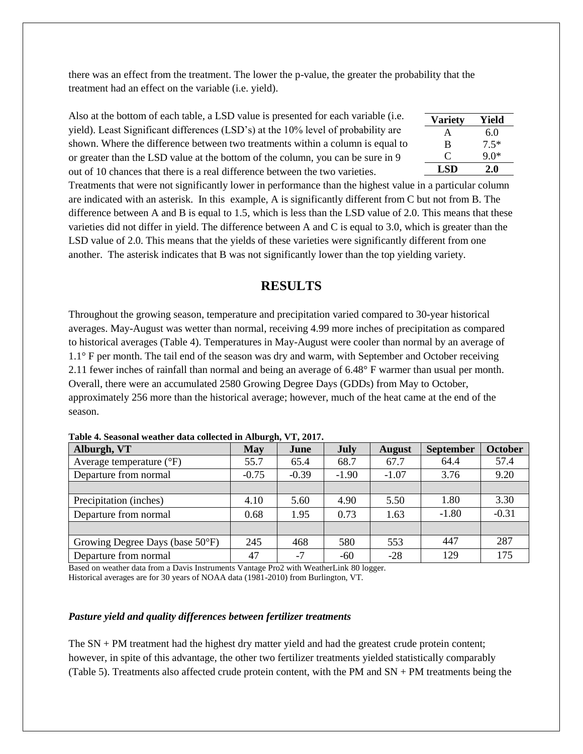there was an effect from the treatment. The lower the p-value, the greater the probability that the treatment had an effect on the variable (i.e. yield).

Also at the bottom of each table, a LSD value is presented for each variable (i.e. yield). Least Significant differences (LSD's) at the 10% level of probability are shown. Where the difference between two treatments within a column is equal to or greater than the LSD value at the bottom of the column, you can be sure in 9 out of 10 chances that there is a real difference between the two varieties. Treatments that were not significantly lower in performance than the highest value in a particular column are indicated with an asterisk. In this example, A is significantly different from C but not from B. The difference between A and B is equal to 1.5, which is less than the LSD value of 2.0. This means that these varieties did not differ in yield. The difference between A and C is equal to 3.0, which is greater than the LSD value of 2.0. This means that the yields of these varieties were significantly different from one another. The asterisk indicates that B was not significantly lower than the top yielding variety.

| Variety | Yield |
|---|---|
| A | 6.0 |
| B | 7.5* |
| C | 9.0* |
| **LSD** | **2.0** |

## RESULTS

Throughout the growing season, temperature and precipitation varied compared to 30-year historical averages. May-August was wetter than normal, receiving 4.99 more inches of precipitation as compared to historical averages (Table 4). Temperatures in May-August were cooler than normal by an average of 1.1° F per month. The tail end of the season was dry and warm, with September and October receiving 2.11 fewer inches of rainfall than normal and being an average of 6.48° F warmer than usual per month. Overall, there were an accumulated 2580 Growing Degree Days (GDDs) from May to October, approximately 256 more than the historical average; however, much of the heat came at the end of the season.

**Table 4. Seasonal weather data collected in Alburgh, VT, 2017.**

| Alburgh, VT | May | June | July | August | September | October |
|---|---|---|---|---|---|---|
| Average temperature (°F) | 55.7 | 65.4 | 68.7 | 67.7 | 64.4 | 57.4 |
| Departure from normal | -0.75 | -0.39 | -1.90 | -1.07 | 3.76 | 9.20 |
| | | | | | | |
| Precipitation (inches) | 4.10 | 5.60 | 4.90 | 5.50 | 1.80 | 3.30 |
| Departure from normal | 0.68 | 1.95 | 0.73 | 1.63 | -1.80 | -0.31 |
| | | | | | | |
| Growing Degree Days (base 50°F) | 245 | 468 | 580 | 553 | 447 | 287 |
| Departure from normal | 47 | -7 | -60 | -28 | 129 | 175 |

Based on weather data from a Davis Instruments Vantage Pro2 with WeatherLink 80 logger.
Historical averages are for 30 years of NOAA data (1981-2010) from Burlington, VT.

### *Pasture yield and quality differences between fertilizer treatments*

The SN + PM treatment had the highest dry matter yield and had the greatest crude protein content; however, in spite of this advantage, the other two fertilizer treatments yielded statistically comparably (Table 5). Treatments also affected crude protein content, with the PM and SN + PM treatments being the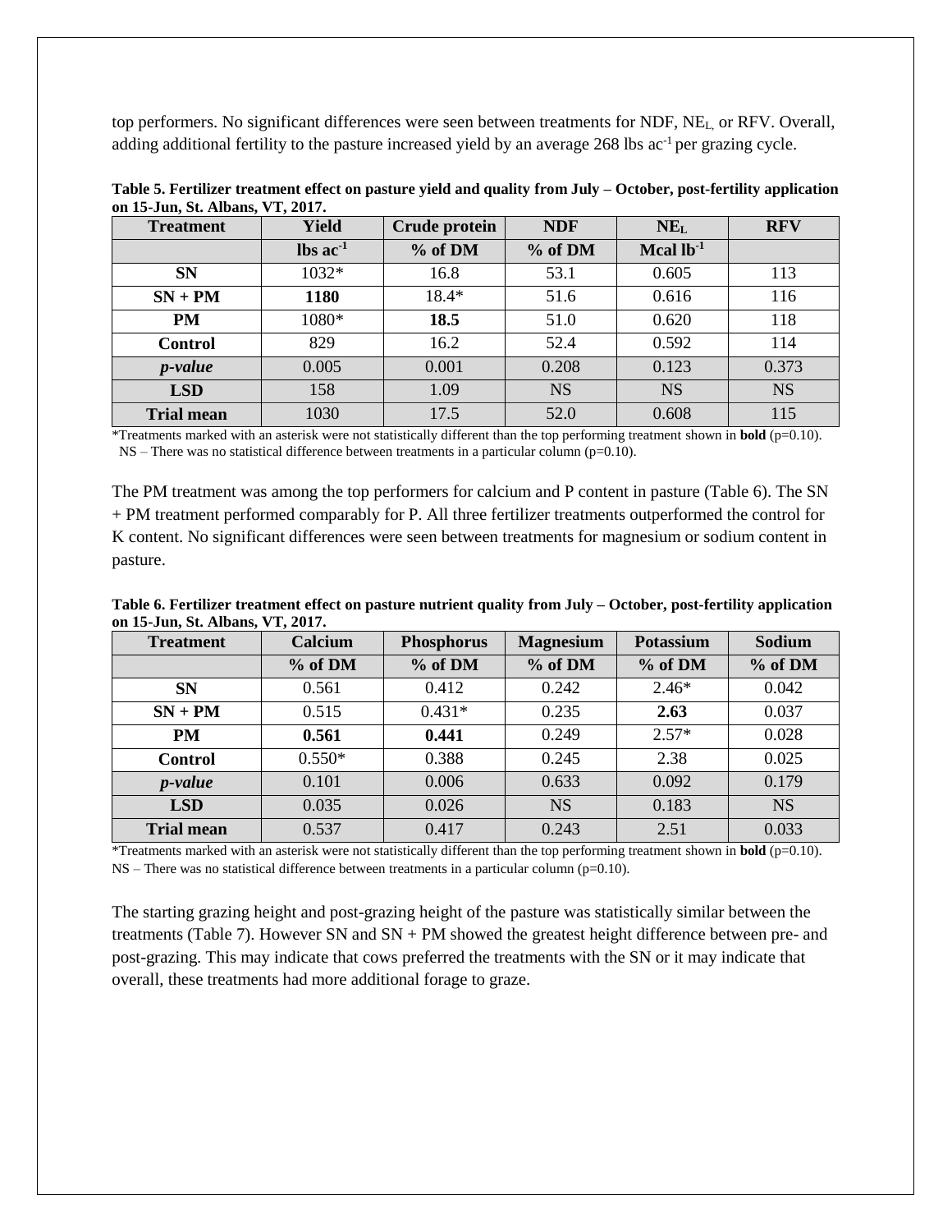top performers. No significant differences were seen between treatments for NDF, $NE_L$, or RFV. Overall, adding additional fertility to the pasture increased yield by an average 268 lbs $ac^{-1}$ per grazing cycle.

**Table 5. Fertilizer treatment effect on pasture yield and quality from July – October, post-fertility application on 15-Jun, St. Albans, VT, 2017.**

| Treatment | Yield | Crude protein | NDF | $NE_L$ | RFV |
|---|---|---|---|---|---|
| | lbs $ac^{-1}$ | % of DM | % of DM | Mcal $lb^{-1}$ | |
| **SN** | 1032* | 16.8 | 53.1 | 0.605 | 113 |
| **SN + PM** | **1180** | 18.4* | 51.6 | 0.616 | 116 |
| **PM** | 1080* | **18.5** | 51.0 | 0.620 | 118 |
| **Control** | 829 | 16.2 | 52.4 | 0.592 | 114 |
| ***p-value*** | 0.005 | 0.001 | 0.208 | 0.123 | 0.373 |
| **LSD** | 158 | 1.09 | NS | NS | NS |
| **Trial mean** | 1030 | 17.5 | 52.0 | 0.608 | 115 |

*Treatments marked with an asterisk were not statistically different than the top performing treatment shown in **bold** (p=0.10).
NS – There was no statistical difference between treatments in a particular column (p=0.10).

The PM treatment was among the top performers for calcium and P content in pasture (Table 6). The SN + PM treatment performed comparably for P. All three fertilizer treatments outperformed the control for K content. No significant differences were seen between treatments for magnesium or sodium content in pasture.

**Table 6. Fertilizer treatment effect on pasture nutrient quality from July – October, post-fertility application on 15-Jun, St. Albans, VT, 2017.**

| Treatment | Calcium | Phosphorus | Magnesium | Potassium | Sodium |
|---|---|---|---|---|---|
| | % of DM | % of DM | % of DM | % of DM | % of DM |
| **SN** | 0.561 | 0.412 | 0.242 | 2.46* | 0.042 |
| **SN + PM** | 0.515 | 0.431* | 0.235 | **2.63** | 0.037 |
| **PM** | **0.561** | **0.441** | 0.249 | 2.57* | 0.028 |
| **Control** | 0.550* | 0.388 | 0.245 | 2.38 | 0.025 |
| ***p-value*** | 0.101 | 0.006 | 0.633 | 0.092 | 0.179 |
| **LSD** | 0.035 | 0.026 | NS | 0.183 | NS |
| **Trial mean** | 0.537 | 0.417 | 0.243 | 2.51 | 0.033 |

*Treatments marked with an asterisk were not statistically different than the top performing treatment shown in **bold** (p=0.10).
NS – There was no statistical difference between treatments in a particular column (p=0.10).

The starting grazing height and post-grazing height of the pasture was statistically similar between the treatments (Table 7). However SN and SN + PM showed the greatest height difference between pre- and post-grazing. This may indicate that cows preferred the treatments with the SN or it may indicate that overall, these treatments had more additional forage to graze.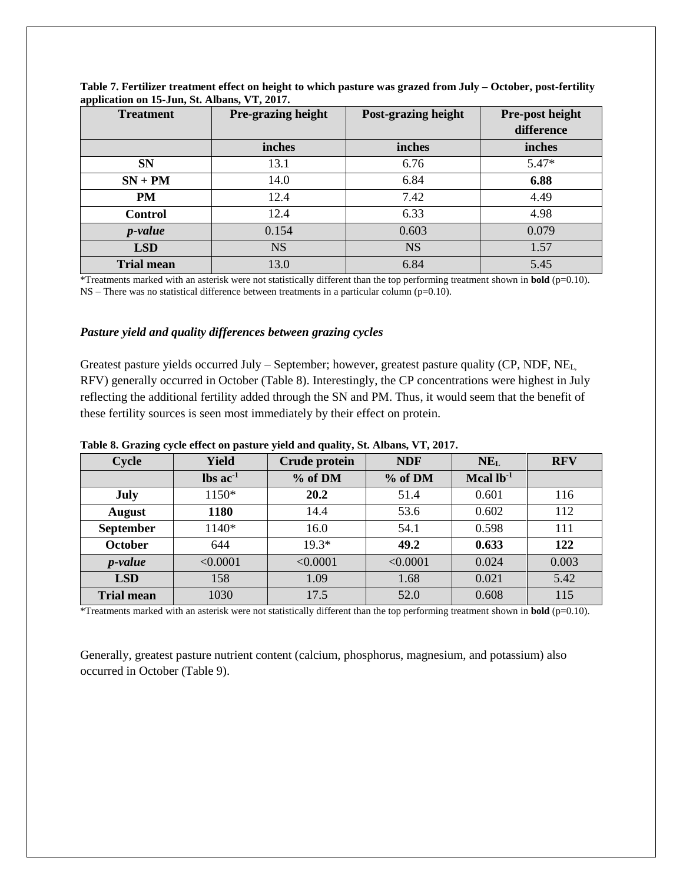**Table 7. Fertilizer treatment effect on height to which pasture was grazed from July – October, post-fertility application on 15-Jun, St. Albans, VT, 2017.**

| Treatment | Pre-grazing height | Post-grazing height | Pre-post height difference |
|---|---|---|---|
| | inches | inches | inches |
| **SN** | 13.1 | 6.76 | 5.47* |
| **SN + PM** | 14.0 | 6.84 | **6.88** |
| **PM** | 12.4 | 7.42 | 4.49 |
| **Control** | 12.4 | 6.33 | 4.98 |
| ***p-value*** | 0.154 | 0.603 | 0.079 |
| **LSD** | NS | NS | 1.57 |
| **Trial mean** | 13.0 | 6.84 | 5.45 |

*Treatments marked with an asterisk were not statistically different than the top performing treatment shown in **bold** (p=0.10).
NS – There was no statistical difference between treatments in a particular column (p=0.10).

### *Pasture yield and quality differences between grazing cycles*

Greatest pasture yields occurred July – September; however, greatest pasture quality (CP, NDF, $NE_L$, RFV) generally occurred in October (Table 8). Interestingly, the CP concentrations were highest in July reflecting the additional fertility added through the SN and PM. Thus, it would seem that the benefit of these fertility sources is seen most immediately by their effect on protein.

**Table 8. Grazing cycle effect on pasture yield and quality, St. Albans, VT, 2017.**

| Cycle | Yield | Crude protein | NDF | $NE_L$ | RFV |
|---|---|---|---|---|---|
| | lbs $ac^{-1}$ | % of DM | % of DM | Mcal $lb^{-1}$ | |
| **July** | 1150* | **20.2** | 51.4 | 0.601 | 116 |
| **August** | **1180** | 14.4 | 53.6 | 0.602 | 112 |
| **September** | 1140* | 16.0 | 54.1 | 0.598 | 111 |
| **October** | 644 | 19.3* | **49.2** | **0.633** | **122** |
| ***p-value*** | <0.0001 | <0.0001 | <0.0001 | 0.024 | 0.003 |
| **LSD** | 158 | 1.09 | 1.68 | 0.021 | 5.42 |
| **Trial mean** | 1030 | 17.5 | 52.0 | 0.608 | 115 |

*Treatments marked with an asterisk were not statistically different than the top performing treatment shown in **bold** (p=0.10).

Generally, greatest pasture nutrient content (calcium, phosphorus, magnesium, and potassium) also occurred in October (Table 9).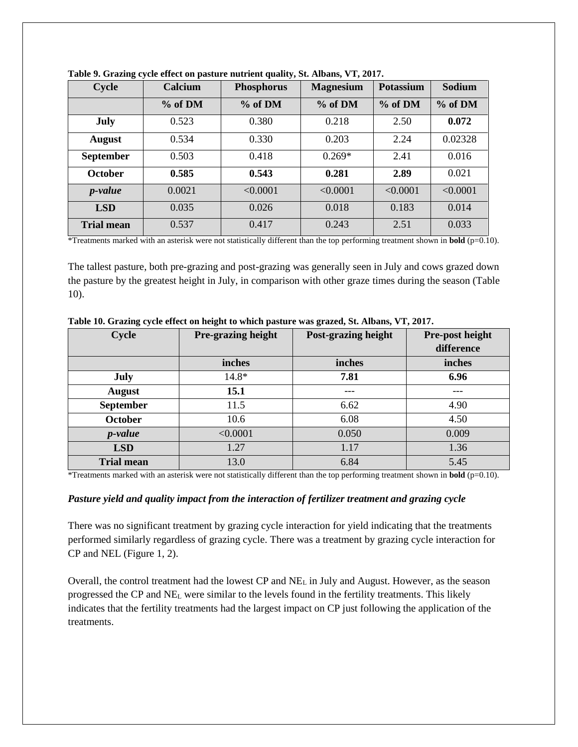**Table 9. Grazing cycle effect on pasture nutrient quality, St. Albans, VT, 2017.**

| Cycle | Calcium | Phosphorus | Magnesium | Potassium | Sodium |
|---|---|---|---|---|---|
| | % of DM | % of DM | % of DM | % of DM | % of DM |
| **July** | 0.523 | 0.380 | 0.218 | 2.50 | **0.072** |
| **August** | 0.534 | 0.330 | 0.203 | 2.24 | 0.02328 |
| **September** | 0.503 | 0.418 | 0.269* | 2.41 | 0.016 |
| **October** | **0.585** | **0.543** | **0.281** | **2.89** | 0.021 |
| ***p-value*** | 0.0021 | <0.0001 | <0.0001 | <0.0001 | <0.0001 |
| **LSD** | 0.035 | 0.026 | 0.018 | 0.183 | 0.014 |
| **Trial mean** | 0.537 | 0.417 | 0.243 | 2.51 | 0.033 |

*Treatments marked with an asterisk were not statistically different than the top performing treatment shown in **bold** (p=0.10).

The tallest pasture, both pre-grazing and post-grazing was generally seen in July and cows grazed down the pasture by the greatest height in July, in comparison with other graze times during the season (Table 10).

**Table 10. Grazing cycle effect on height to which pasture was grazed, St. Albans, VT, 2017.**

| Cycle | Pre-grazing height | Post-grazing height | Pre-post height difference |
|---|---|---|---|
| | inches | inches | inches |
| **July** | 14.8* | **7.81** | **6.96** |
| **August** | **15.1** | --- | --- |
| **September** | 11.5 | 6.62 | 4.90 |
| **October** | 10.6 | 6.08 | 4.50 |
| ***p-value*** | <0.0001 | 0.050 | 0.009 |
| **LSD** | 1.27 | 1.17 | 1.36 |
| **Trial mean** | 13.0 | 6.84 | 5.45 |

*Treatments marked with an asterisk were not statistically different than the top performing treatment shown in **bold** (p=0.10).

***Pasture yield and quality impact from the interaction of fertilizer treatment and grazing cycle***

There was no significant treatment by grazing cycle interaction for yield indicating that the treatments performed similarly regardless of grazing cycle. There was a treatment by grazing cycle interaction for CP and NEL (Figure 1, 2).

Overall, the control treatment had the lowest CP and $NE_L$ in July and August. However, as the season progressed the CP and $NE_L$ were similar to the levels found in the fertility treatments. This likely indicates that the fertility treatments had the largest impact on CP just following the application of the treatments.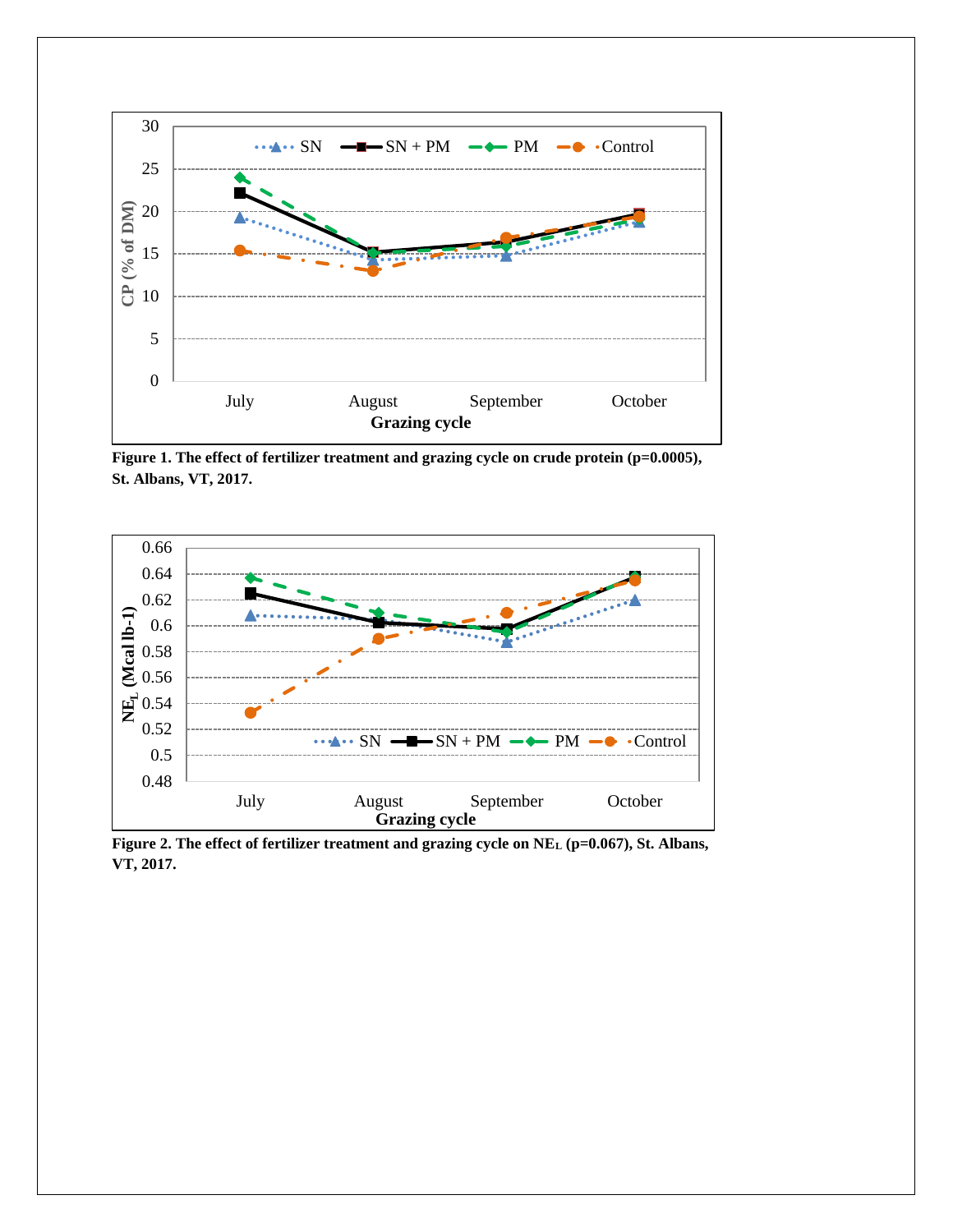**Figure 1. The effect of fertilizer treatment and grazing cycle on crude protein (p=0.0005), St. Albans, VT, 2017.**

**Figure 2. The effect of fertilizer treatment and grazing cycle on $NE_L$ (p=0.067), St. Albans, VT, 2017.**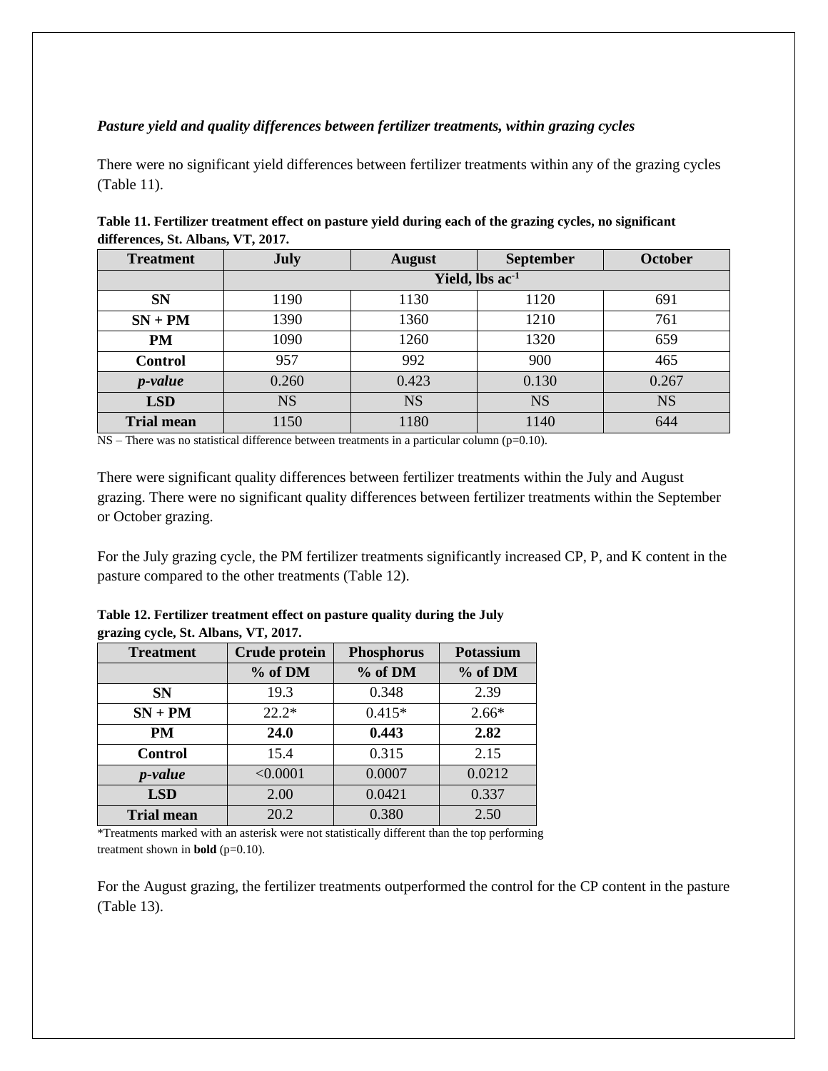***Pasture yield and quality differences between fertilizer treatments, within grazing cycles***

There were no significant yield differences between fertilizer treatments within any of the grazing cycles (Table 11).

**Table 11. Fertilizer treatment effect on pasture yield during each of the grazing cycles, no significant differences, St. Albans, VT, 2017.**

| Treatment | July | August | September | October |
|---|---|---|---|---|
| | Yield, lbs ac$^{-1}$ | | | |
| **SN** | 1190 | 1130 | 1120 | 691 |
| **SN + PM** | 1390 | 1360 | 1210 | 761 |
| **PM** | 1090 | 1260 | 1320 | 659 |
| **Control** | 957 | 992 | 900 | 465 |
| ***p-value*** | 0.260 | 0.423 | 0.130 | 0.267 |
| **LSD** | NS | NS | NS | NS |
| **Trial mean** | 1150 | 1180 | 1140 | 644 |

NS – There was no statistical difference between treatments in a particular column (p=0.10).

There were significant quality differences between fertilizer treatments within the July and August grazing. There were no significant quality differences between fertilizer treatments within the September or October grazing.

For the July grazing cycle, the PM fertilizer treatments significantly increased CP, P, and K content in the pasture compared to the other treatments (Table 12).

**Table 12. Fertilizer treatment effect on pasture quality during the July grazing cycle, St. Albans, VT, 2017.**

| Treatment | Crude protein | Phosphorus | Potassium |
|---|---|---|---|
| | % of DM | % of DM | % of DM |
| **SN** | 19.3 | 0.348 | 2.39 |
| **SN + PM** | 22.2* | 0.415* | 2.66* |
| **PM** | **24.0** | **0.443** | **2.82** |
| **Control** | 15.4 | 0.315 | 2.15 |
| ***p-value*** | <0.0001 | 0.0007 | 0.0212 |
| **LSD** | 2.00 | 0.0421 | 0.337 |
| **Trial mean** | 20.2 | 0.380 | 2.50 |

*Treatments marked with an asterisk were not statistically different than the top performing treatment shown in **bold** (p=0.10).

For the August grazing, the fertilizer treatments outperformed the control for the CP content in the pasture (Table 13).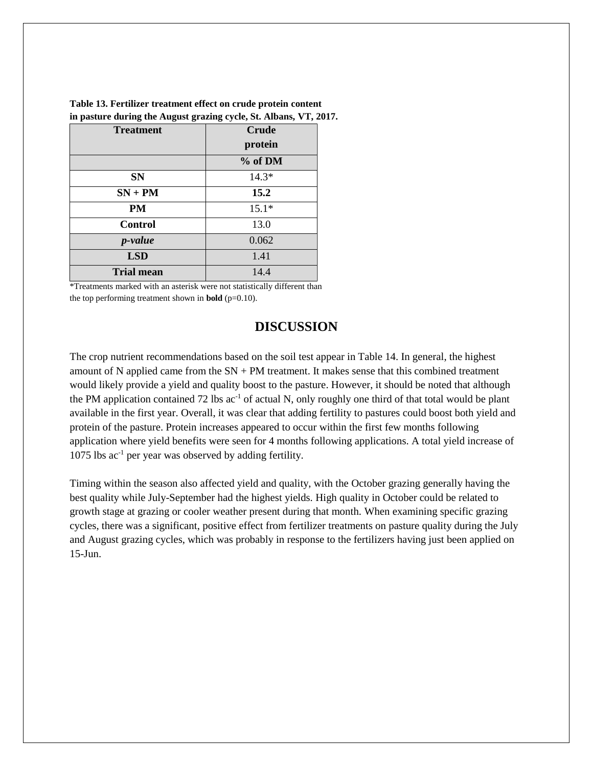**Table 13. Fertilizer treatment effect on crude protein content in pasture during the August grazing cycle, St. Albans, VT, 2017.**

| Treatment | Crude protein |
|---|---|
| | % of DM |
| **SN** | 14.3* |
| **SN + PM** | **15.2** |
| **PM** | 15.1* |
| **Control** | 13.0 |
| ***p-value*** | 0.062 |
| **LSD** | 1.41 |
| **Trial mean** | 14.4 |

*Treatments marked with an asterisk were not statistically different than the top performing treatment shown in **bold** (p=0.10).

## DISCUSSION

The crop nutrient recommendations based on the soil test appear in Table 14. In general, the highest amount of N applied came from the SN + PM treatment. It makes sense that this combined treatment would likely provide a yield and quality boost to the pasture. However, it should be noted that although the PM application contained 72 lbs $ac^{-1}$ of actual N, only roughly one third of that total would be plant available in the first year. Overall, it was clear that adding fertility to pastures could boost both yield and protein of the pasture. Protein increases appeared to occur within the first few months following application where yield benefits were seen for 4 months following applications. A total yield increase of 1075 lbs $ac^{-1}$ per year was observed by adding fertility.

Timing within the season also affected yield and quality, with the October grazing generally having the best quality while July-September had the highest yields. High quality in October could be related to growth stage at grazing or cooler weather present during that month. When examining specific grazing cycles, there was a significant, positive effect from fertilizer treatments on pasture quality during the July and August grazing cycles, which was probably in response to the fertilizers having just been applied on 15-Jun.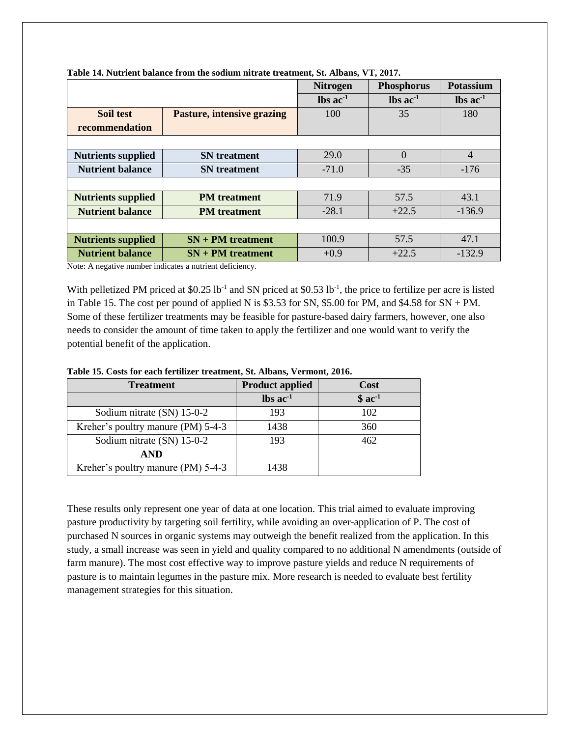**Table 14. Nutrient balance from the sodium nitrate treatment, St. Albans, VT, 2017.**

| | | Nitrogen | Phosphorus | Potassium |
|---|---|---|---|---|
| | | lbs $ac^{-1}$ | lbs $ac^{-1}$ | lbs $ac^{-1}$ |
| **Soil test recommendation** | **Pasture, intensive grazing** | 100 | 35 | 180 |
| | | | | |
| **Nutrients supplied** | **SN treatment** | 29.0 | 0 | 4 |
| **Nutrient balance** | **SN treatment** | -71.0 | -35 | -176 |
| | | | | |
| **Nutrients supplied** | **PM treatment** | 71.9 | 57.5 | 43.1 |
| **Nutrient balance** | **PM treatment** | -28.1 | +22.5 | -136.9 |
| | | | | |
| **Nutrients supplied** | **SN + PM treatment** | 100.9 | 57.5 | 47.1 |
| **Nutrient balance** | **SN + PM treatment** | +0.9 | +22.5 | -132.9 |

Note: A negative number indicates a nutrient deficiency.

With pelletized PM priced at \$0.25 $lb^{-1}$ and SN priced at \$0.53 $lb^{-1}$, the price to fertilize per acre is listed in Table 15. The cost per pound of applied N is \$3.53 for SN, \$5.00 for PM, and \$4.58 for SN + PM. Some of these fertilizer treatments may be feasible for pasture-based dairy farmers, however, one also needs to consider the amount of time taken to apply the fertilizer and one would want to verify the potential benefit of the application.

**Table 15. Costs for each fertilizer treatment, St. Albans, Vermont, 2016.**

| Treatment | Product applied | Cost |
|---|---|---|
| | lbs $ac^{-1}$ | \$ $ac^{-1}$ |
| Sodium nitrate (SN) 15-0-2 | 193 | 102 |
| Kreher's poultry manure (PM) 5-4-3 | 1438 | 360 |
| Sodium nitrate (SN) 15-0-2 **AND** Kreher's poultry manure (PM) 5-4-3 | 193<br>1438 | 462 |

These results only represent one year of data at one location. This trial aimed to evaluate improving pasture productivity by targeting soil fertility, while avoiding an over-application of P. The cost of purchased N sources in organic systems may outweigh the benefit realized from the application. In this study, a small increase was seen in yield and quality compared to no additional N amendments (outside of farm manure). The most cost effective way to improve pasture yields and reduce N requirements of pasture is to maintain legumes in the pasture mix. More research is needed to evaluate best fertility management strategies for this situation.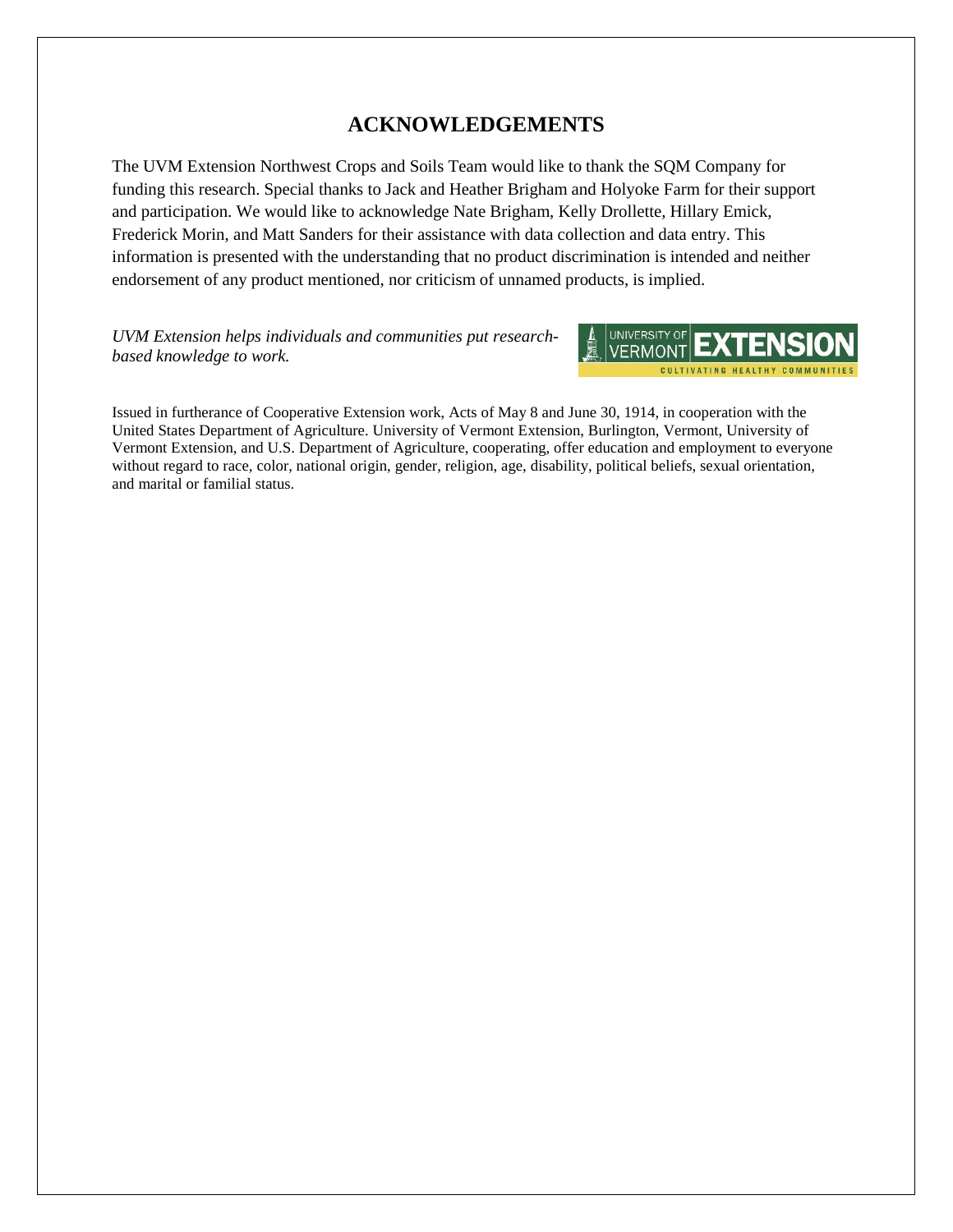## ACKNOWLEDGEMENTS

The UVM Extension Northwest Crops and Soils Team would like to thank the SQM Company for funding this research. Special thanks to Jack and Heather Brigham and Holyoke Farm for their support and participation. We would like to acknowledge Nate Brigham, Kelly Drollette, Hillary Emick, Frederick Morin, and Matt Sanders for their assistance with data collection and data entry. This information is presented with the understanding that no product discrimination is intended and neither endorsement of any product mentioned, nor criticism of unnamed products, is implied.

*UVM Extension helps individuals and communities put research-based knowledge to work.*

UNIVERSITY OF VERMONT EXTENSION
CULTIVATING HEALTHY COMMUNITIES

Issued in furtherance of Cooperative Extension work, Acts of May 8 and June 30, 1914, in cooperation with the United States Department of Agriculture. University of Vermont Extension, Burlington, Vermont, University of Vermont Extension, and U.S. Department of Agriculture, cooperating, offer education and employment to everyone without regard to race, color, national origin, gender, religion, age, disability, political beliefs, sexual orientation, and marital or familial status.